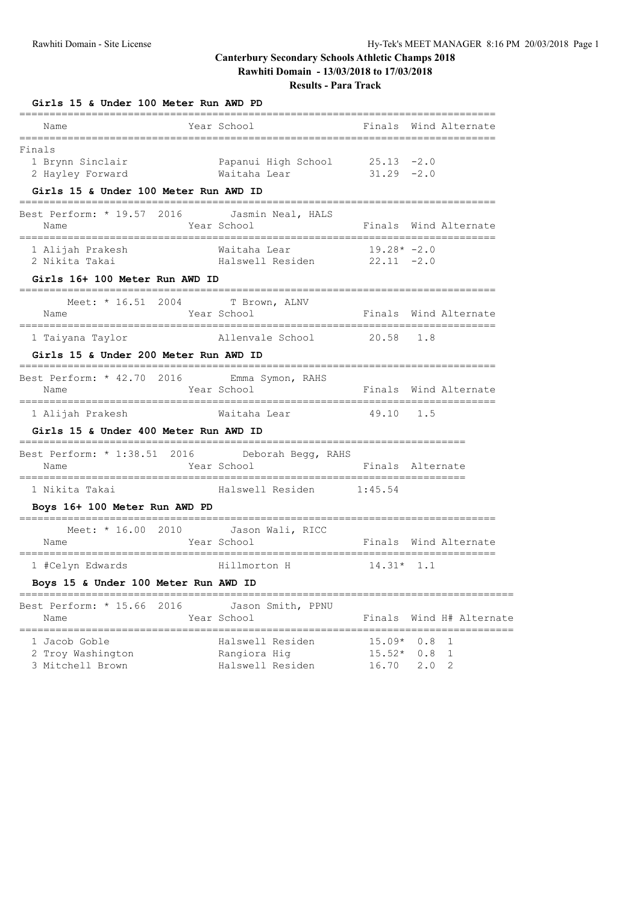# Canterbury Secondary Schools Athletic Champs 2018

**Rawhiti Domain - 13/03/2018 to 17/03/2018**

**Results - Para Track**

### Girls 15 & Under 100 Meter Run AWD PD

Finals

| Place | Name | Year | School | Finals | Wind | Alternate |
|---|---|---|---|---|---|---|
| 1 | Brynn Sinclair | | Papanui High School | 25.13 | -2.0 | |
| 2 | Hayley Forward | | Waitaha Lear | 31.29 | -2.0 | |

### Girls 15 & Under 100 Meter Run AWD ID

Best Perform: * 19.57 2016 Jasmin Neal, HALS

| Place | Name | Year | School | Finals | Wind | Alternate |
|---|---|---|---|---|---|---|
| 1 | Alijah Prakesh | | Waitaha Lear | 19.28* | -2.0 | |
| 2 | Nikita Takai | | Halswell Residen | 22.11 | -2.0 | |

### Girls 16+ 100 Meter Run AWD ID

Meet: * 16.51 2004 T Brown, ALNV

| Place | Name | Year | School | Finals | Wind | Alternate |
|---|---|---|---|---|---|---|
| 1 | Taiyana Taylor | | Allenvale School | 20.58 | 1.8 | |

### Girls 15 & Under 200 Meter Run AWD ID

Best Perform: * 42.70 2016 Emma Symon, RAHS

| Place | Name | Year | School | Finals | Wind | Alternate |
|---|---|---|---|---|---|---|
| 1 | Alijah Prakesh | | Waitaha Lear | 49.10 | 1.5 | |

### Girls 15 & Under 400 Meter Run AWD ID

Best Perform: * 1:38.51 2016 Deborah Begg, RAHS

| Place | Name | Year | School | Finals | Alternate |
|---|---|---|---|---|---|
| 1 | Nikita Takai | | Halswell Residen | 1:45.54 | |

### Boys 16+ 100 Meter Run AWD PD

Meet: * 16.00 2010 Jason Wali, RICC

| Place | Name | Year | School | Finals | Wind | Alternate |
|---|---|---|---|---|---|---|
| 1 | #Celyn Edwards | | Hillmorton H | 14.31* | 1.1 | |

### Boys 15 & Under 100 Meter Run AWD ID

Best Perform: * 15.66 2016 Jason Smith, PPNU

| Place | Name | Year | School | Finals | Wind | H# | Alternate |
|---|---|---|---|---|---|---|---|
| 1 | Jacob Goble | | Halswell Residen | 15.09* | 0.8 | 1 | |
| 2 | Troy Washington | | Rangiora Hig | 15.52* | 0.8 | 1 | |
| 3 | Mitchell Brown | | Halswell Residen | 16.70 | 2.0 | 2 | |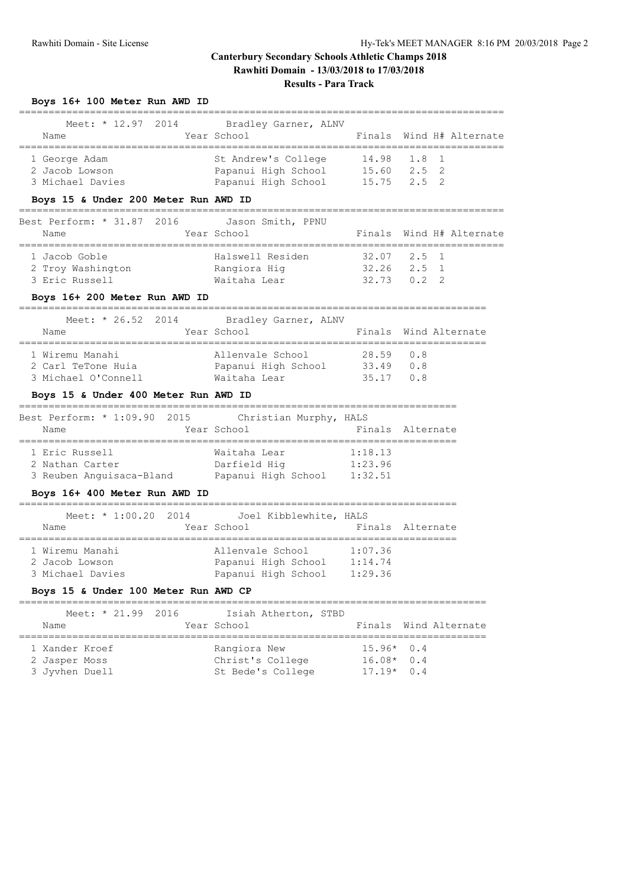# Canterbury Secondary Schools Athletic Champs 2018

**Rawhiti Domain - 13/03/2018 to 17/03/2018**

**Results - Para Track**

### Boys 16+ 100 Meter Run AWD ID

Meet: * 12.97 2014 Bradley Garner, ALNV

| Name | Year School | Finals | Wind | H# | Alternate |
|---|---|---|---|---|---|
| 1 George Adam | St Andrew's College | 14.98 | 1.8 | 1 | |
| 2 Jacob Lowson | Papanui High School | 15.60 | 2.5 | 2 | |
| 3 Michael Davies | Papanui High School | 15.75 | 2.5 | 2 | |

### Boys 15 & Under 200 Meter Run AWD ID

Best Perform: * 31.87 2016 Jason Smith, PPNU

| Name | Year School | Finals | Wind | H# | Alternate |
|---|---|---|---|---|---|
| 1 Jacob Goble | Halswell Residen | 32.07 | 2.5 | 1 | |
| 2 Troy Washington | Rangiora Hig | 32.26 | 2.5 | 1 | |
| 3 Eric Russell | Waitaha Lear | 32.73 | 0.2 | 2 | |

### Boys 16+ 200 Meter Run AWD ID

Meet: * 26.52 2014 Bradley Garner, ALNV

| Name | Year School | Finals | Wind | Alternate |
|---|---|---|---|---|
| 1 Wiremu Manahi | Allenvale School | 28.59 | 0.8 | |
| 2 Carl TeTone Huia | Papanui High School | 33.49 | 0.8 | |
| 3 Michael O'Connell | Waitaha Lear | 35.17 | 0.8 | |

### Boys 15 & Under 400 Meter Run AWD ID

Best Perform: * 1:09.90 2015 Christian Murphy, HALS

| Name | Year School | Finals | Alternate |
|---|---|---|---|
| 1 Eric Russell | Waitaha Lear | 1:18.13 | |
| 2 Nathan Carter | Darfield Hig | 1:23.96 | |
| 3 Reuben Anguisaca-Bland | Papanui High School | 1:32.51 | |

### Boys 16+ 400 Meter Run AWD ID

Meet: * 1:00.20 2014 Joel Kibblewhite, HALS

| Name | Year School | Finals | Alternate |
|---|---|---|---|
| 1 Wiremu Manahi | Allenvale School | 1:07.36 | |
| 2 Jacob Lowson | Papanui High School | 1:14.74 | |
| 3 Michael Davies | Papanui High School | 1:29.36 | |

### Boys 15 & Under 100 Meter Run AWD CP

Meet: * 21.99 2016 Isiah Atherton, STBD

| Name | Year School | Finals | Wind | Alternate |
|---|---|---|---|---|
| 1 Xander Kroef | Rangiora New | 15.96* | 0.4 | |
| 2 Jasper Moss | Christ's College | 16.08* | 0.4 | |
| 3 Jyvhen Duell | St Bede's College | 17.19* | 0.4 | |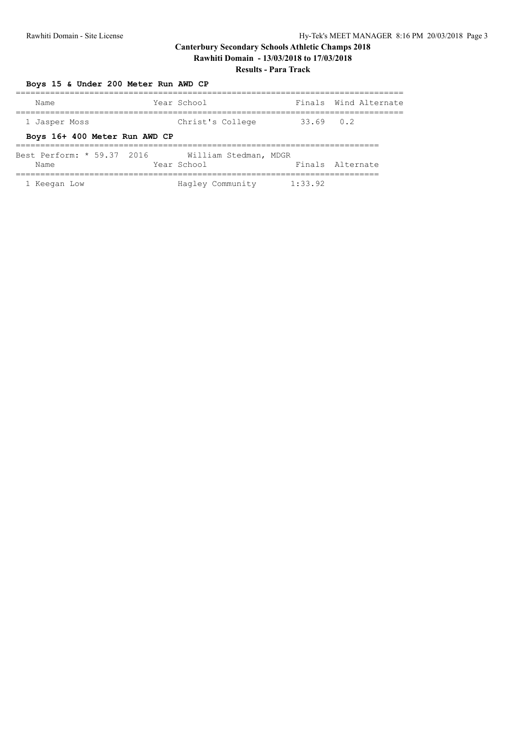Canterbury Secondary Schools Athletic Champs 2018

Rawhiti Domain - 13/03/2018 to 17/03/2018

**Results - Para Track**

### Boys 15 & Under 200 Meter Run AWD CP

| | Name | Year | School | Finals | Wind | Alternate |
|---|---|---|---|---|---|---|
| 1 | Jasper Moss | | Christ's College | 33.69 | 0.2 | |

### Boys 16+ 400 Meter Run AWD CP

Best Perform: * 59.37 2016 William Stedman, MDGR

| | Name | Year | School | Finals | Alternate |
|---|---|---|---|---|---|
| 1 | Keegan Low | | Hagley Community | 1:33.92 | |